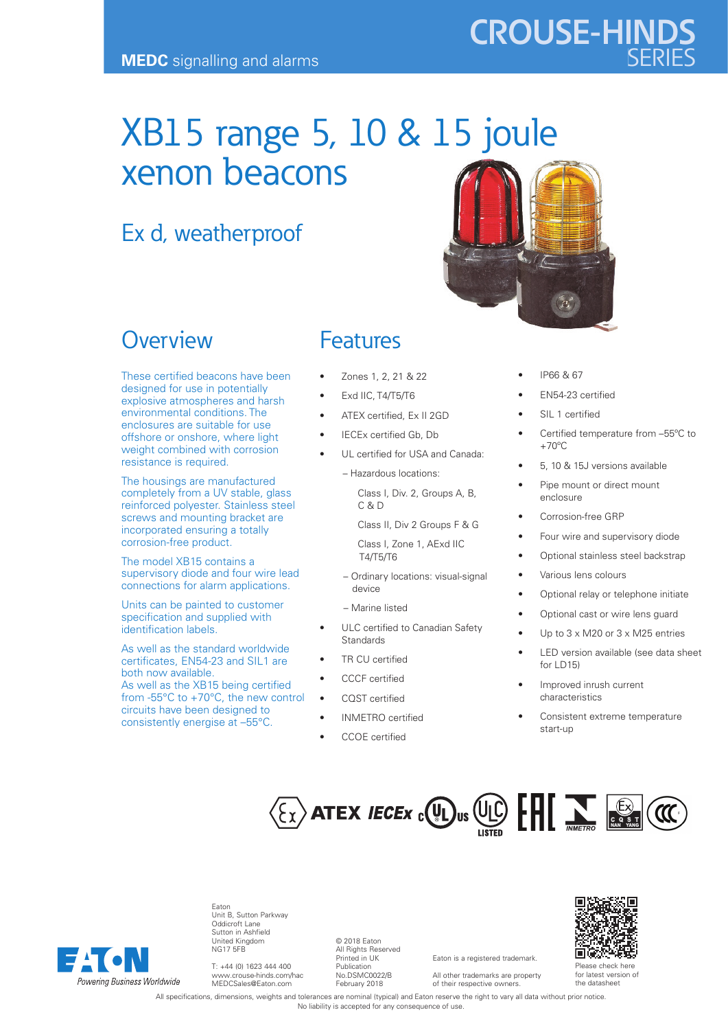MEDC signalling and alarms

CROUSE-HINDS SERIES

# XB15 range 5, 10 & 15 joule xenon beacons

## Ex d, weatherproof

## Overview

These certified beacons have been designed for use in potentially explosive atmospheres and harsh environmental conditions. The enclosures are suitable for use offshore or onshore, where light weight combined with corrosion resistance is required.

The housings are manufactured completely from a UV stable, glass reinforced polyester. Stainless steel screws and mounting bracket are incorporated ensuring a totally corrosion-free product.

The model XB15 contains a supervisory diode and four wire lead connections for alarm applications.

Units can be painted to customer specification and supplied with identification labels.

As well as the standard worldwide certificates, EN54-23 and SIL1 are both now available.
As well as the XB15 being certified from -55°C to +70°C, the new control circuits have been designed to consistently energise at –55°C.

## Features

- Zones 1, 2, 21 & 22
- Exd IIC, T4/T5/T6
- ATEX certified, Ex II 2GD
- IECEx certified Gb, Db
- UL certified for USA and Canada:
  - – Hazardous locations:
    - Class I, Div. 2, Groups A, B, C & D
    - Class II, Div 2 Groups F & G
    - Class I, Zone 1, AExd IIC T4/T5/T6
  - – Ordinary locations: visual-signal device
  - – Marine listed
- ULC certified to Canadian Safety Standards
- TR CU certified
- CCCF certified
- CQST certified
- INMETRO certified
- CCOE certified
- IP66 & 67
- EN54-23 certified
- SIL 1 certified
- Certified temperature from –55°C to +70°C
- 5, 10 & 15J versions available
- Pipe mount or direct mount enclosure
- Corrosion-free GRP
- Four wire and supervisory diode
- Optional stainless steel backstrap
- Various lens colours
- Optional relay or telephone initiate
- Optional cast or wire lens guard
- Up to 3 x M20 or 3 x M25 entries
- LED version available (see data sheet for LD15)
- Improved inrush current characteristics
- Consistent extreme temperature start-up

Eaton
Unit B, Sutton Parkway
Oddicroft Lane
Sutton in Ashfield
United Kingdom
NG17 5FB

T: +44 (0) 1623 444 400
www.crouse-hinds.com/hac
MEDCSales@Eaton.com

© 2018 Eaton
All Rights Reserved
Printed in UK
Publication
No.DSMC0022/B
February 2018

Eaton is a registered trademark.

All other trademarks are property of their respective owners.

Please check here for latest version of the datasheet

All specifications, dimensions, weights and tolerances are nominal (typical) and Eaton reserve the right to vary all data without prior notice. No liability is accepted for any consequence of use.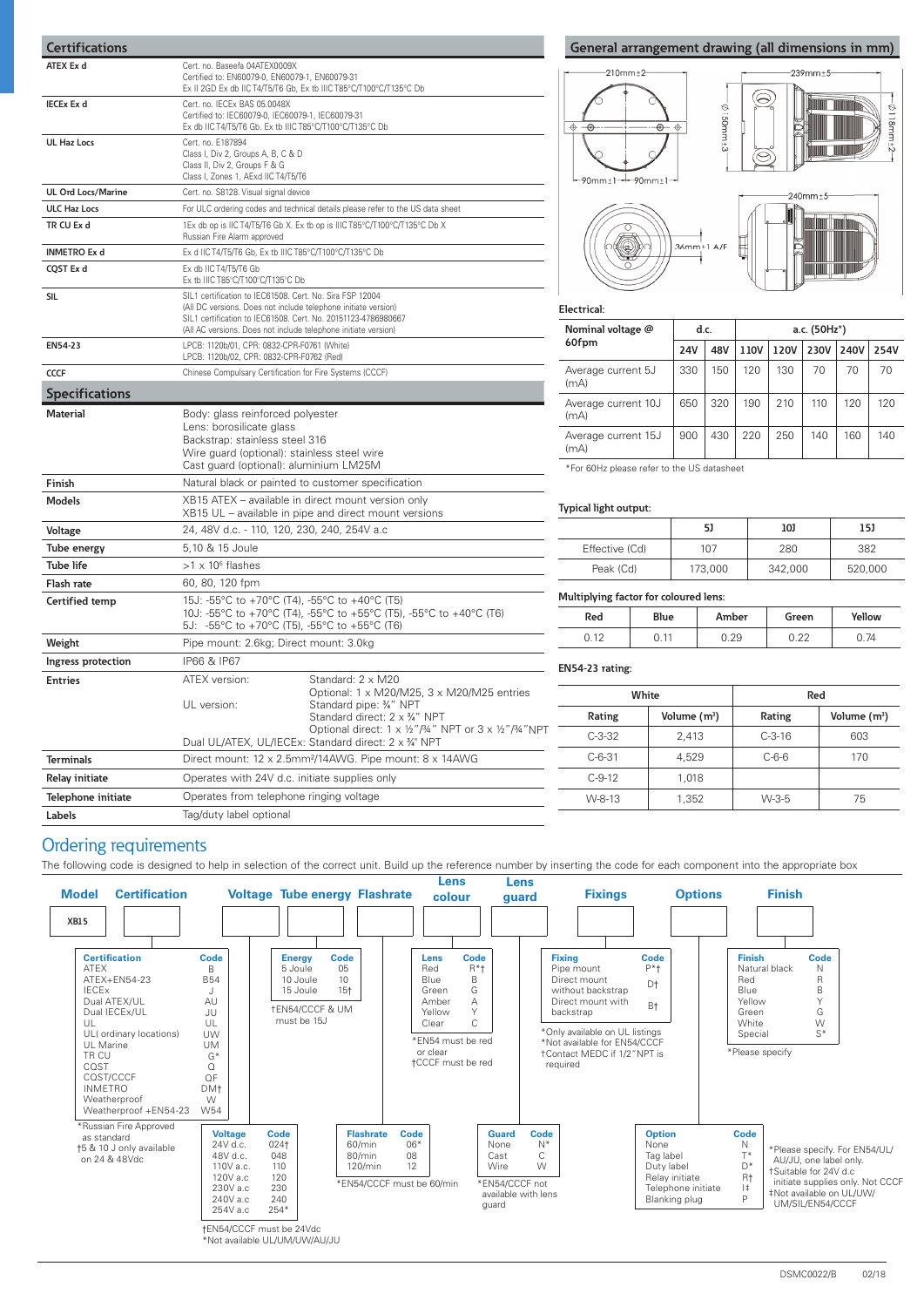## Certifications

| | |
|---|---|
| ATEX Ex d | Cert. no. Baseefa 04ATEX0009X<br>Certified to: EN60079-0, EN60079-1, EN60079-31<br>Ex II 2GD Ex db IIC T4/T5/T6 Gb, Ex tb IIIC T85°C/T100°C/T135°C Db |
| IECEx Ex d | Cert. no. IECEx BAS 05.0048X<br>Certified to: IEC60079-0, IEC60079-1, IEC60079-31<br>Ex db IIC T4/T5/T6 Gb. Ex tb IIIC T85°C/T100°C/T135°C Db |
| UL Haz Locs | Cert. no. E187894<br>Class I, Div 2, Groups A, B, C & D<br>Class II, Div 2, Groups F & G<br>Class I, Zones 1, AExd IIC T4/T5/T6 |
| UL Ord Locs/Marine | Cert. no. S8128. Visual signal device |
| ULC Haz Locs | For ULC ordering codes and technical details please refer to the US data sheet |
| TR CU Ex d | 1Ex db op is IIC T4/T5/T6 Gb X. Ex tb op is IIIC T85°C/T100°C/T135°C Db X<br>Russian Fire Alarm approved |
| INMETRO Ex d | Ex d IIC T4/T5/T6 Gb, Ex tb IIIC T85°C/T100°C/T135°C Db |
| CQST Ex d | Ex db IIC T4/T5/T6 Gb<br>Ex tb IIIC T85°C/T100°C/T135°C Db |
| SIL | SIL1 certification to IEC61508. Cert. No. Sira FSP 12004<br>(All DC versions. Does not include telephone initiate version)<br>SIL1 certification to IEC61508. Cert. No. 20151123-4786980667<br>(All AC versions. Does not include telephone initiate version) |
| EN54-23 | LPCB: 1120b/01, CPR: 0832-CPR-F0761 (White)<br>LPCB: 1120b/02, CPR: 0832-CPR-F0762 (Red) |
| CCCF | Chinese Compulsary Certification for Fire Systems (CCCF) |

## Specifications

| | |
|---|---|
| Material | Body: glass reinforced polyester<br>Lens: borosilicate glass<br>Backstrap: stainless steel 316<br>Wire guard (optional): stainless steel wire<br>Cast guard (optional): aluminium LM25M |
| Finish | Natural black or painted to customer specification |
| Models | XB15 ATEX – available in direct mount version only<br>XB15 UL – available in pipe and direct mount versions |
| Voltage | 24, 48V d.c. - 110, 120, 230, 240, 254V a.c |
| Tube energy | 5,10 & 15 Joule |
| Tube life | >1 x $10^6$ flashes |
| Flash rate | 60, 80, 120 fpm |
| Certified temp | 15J: -55°C to +70°C (T4), -55°C to +40°C (T5)<br>10J: -55°C to +70°C (T4), -55°C to +55°C (T5), -55°C to +40°C (T6)<br>5J: -55°C to +70°C (T5), -55°C to +55°C (T6) |
| Weight | Pipe mount: 2.6kg; Direct mount: 3.0kg |
| Ingress protection | IP66 & IP67 |
| Entries | ATEX version: Standard: 2 x M20<br>Optional: 1 x M20/M25, 3 x M20/M25 entries<br>UL version: Standard pipe: ¾" NPT<br>Standard direct: 2 x ¾" NPT<br>Optional direct: 1 x ½"/¾" NPT or 3 x ½"/¾"NPT<br>Dual UL/ATEX, UL/IECEx: Standard direct: 2 x ¾" NPT |
| Terminals | Direct mount: 12 x 2.5mm²/14AWG. Pipe mount: 8 x 14AWG |
| Relay initiate | Operates with 24V d.c. initiate supplies only |
| Telephone initiate | Operates from telephone ringing voltage |
| Labels | Tag/duty label optional |

## General arrangement drawing (all dimensions in mm)

210mm±2
239mm±5
150mm±3
Ø118mm±2
90mm±1
90mm±1
240mm±5
36mm±1 A/F

### Electrical:

| Nominal voltage @ 60fpm | d.c. | | a.c. (50Hz*) | | | | |
|---|---|---|---|---|---|---|---|
| | 24V | 48V | 110V | 120V | 230V | 240V | 254V |
| Average current 5J (mA) | 330 | 150 | 120 | 130 | 70 | 70 | 70 |
| Average current 10J (mA) | 650 | 320 | 190 | 210 | 110 | 120 | 120 |
| Average current 15J (mA) | 900 | 430 | 220 | 250 | 140 | 160 | 140 |

*For 60Hz please refer to the US datasheet

### Typical light output:

| | 5J | 10J | 15J |
|---|---|---|---|
| Effective (Cd) | 107 | 280 | 382 |
| Peak (Cd) | 173,000 | 342,000 | 520,000 |

### Multiplying factor for coloured lens:

| Red | Blue | Amber | Green | Yellow |
|---|---|---|---|---|
| 0.12 | 0.11 | 0.29 | 0.22 | 0.74 |

### EN54-23 rating:

| White | | Red | |
|---|---|---|---|
| Rating | Volume (m³) | Rating | Volume (m³) |
| C-3-32 | 2,413 | C-3-16 | 603 |
| C-6-31 | 4,529 | C-6-6 | 170 |
| C-9-12 | 1,018 | | |
| W-8-13 | 1,352 | W-3-5 | 75 |

## Ordering requirements

The following code is designed to help in selection of the correct unit. Build up the reference number by inserting the code for each component into the appropriate box

Model | Certification | Voltage | Tube energy | Flashrate | Lens colour | Lens guard | Fixings | Options | Finish

XB15

| Certification | Code |
|---|---|
| ATEX | B |
| ATEX+EN54-23 | B54 |
| IECEx | J |
| Dual ATEX/UL | AU |
| Dual IECEx/UL | JU |
| UL | UL |
| ULI ordinary locations) | UW |
| UL Marine | UM |
| TR CU | G* |
| CQST | Q |
| CQST/CCCF | QF |
| INMETRO | DM† |
| Weatherproof | W |
| Weatherproof +EN54-23 | W54 |

*Russian Fire Approved as standard
†5 & 10 J only available on 24 & 48Vdc

| Voltage | Code |
|---|---|
| 24V d.c. | 024† |
| 48V d.c. | 048 |
| 110V a.c. | 110 |
| 120V a.c | 120 |
| 230V a.c | 230 |
| 240V a.c | 240 |
| 254V a.c | 254* |

†EN54/CCCF must be 24Vdc
*Not available UL/UM/UW/AU/JU

| Energy | Code |
|---|---|
| 5 Joule | 05 |
| 10 Joule | 10 |
| 15 Joule | 15† |

†EN54/CCCF & UM must be 15J

| Flashrate | Code |
|---|---|
| 60/min | 06* |
| 80/min | 08 |
| 120/min | 12 |

*EN54/CCCF must be 60/min

| Lens | Code |
|---|---|
| Red | R*† |
| Blue | B |
| Green | G |
| Amber | A |
| Yellow | Y |
| Clear | C |

*EN54 must be red or clear
†CCCF must be red

| Guard | Code |
|---|---|
| None | N* |
| Cast | C |
| Wire | W |

*EN54/CCCF not available with lens guard

| Fixing | Code |
|---|---|
| Pipe mount | P*† |
| Direct mount without backstrap | D† |
| Direct mount with backstrap | B† |

*Only available on UL listings
*Not available for EN54/CCCF
†Contact MEDC if 1/2"NPT is required

| Option | Code |
|---|---|
| None | N |
| Tag label | T* |
| Duty label | D* |
| Relay initiate | R† |
| Telephone initiate | I‡ |
| Blanking plug | P |

*Please specify. For EN54/UL/AU/JU, one label only.
†Suitable for 24V d.c initiate supplies only. Not CCCF
‡Not available on UL/UW/UM/SIL/EN54/CCCF

| Finish | Code |
|---|---|
| Natural black | N |
| Red | R |
| Blue | B |
| Yellow | Y |
| Green | G |
| White | W |
| Special | S* |

*Please specify

DSMC0022/B 02/18